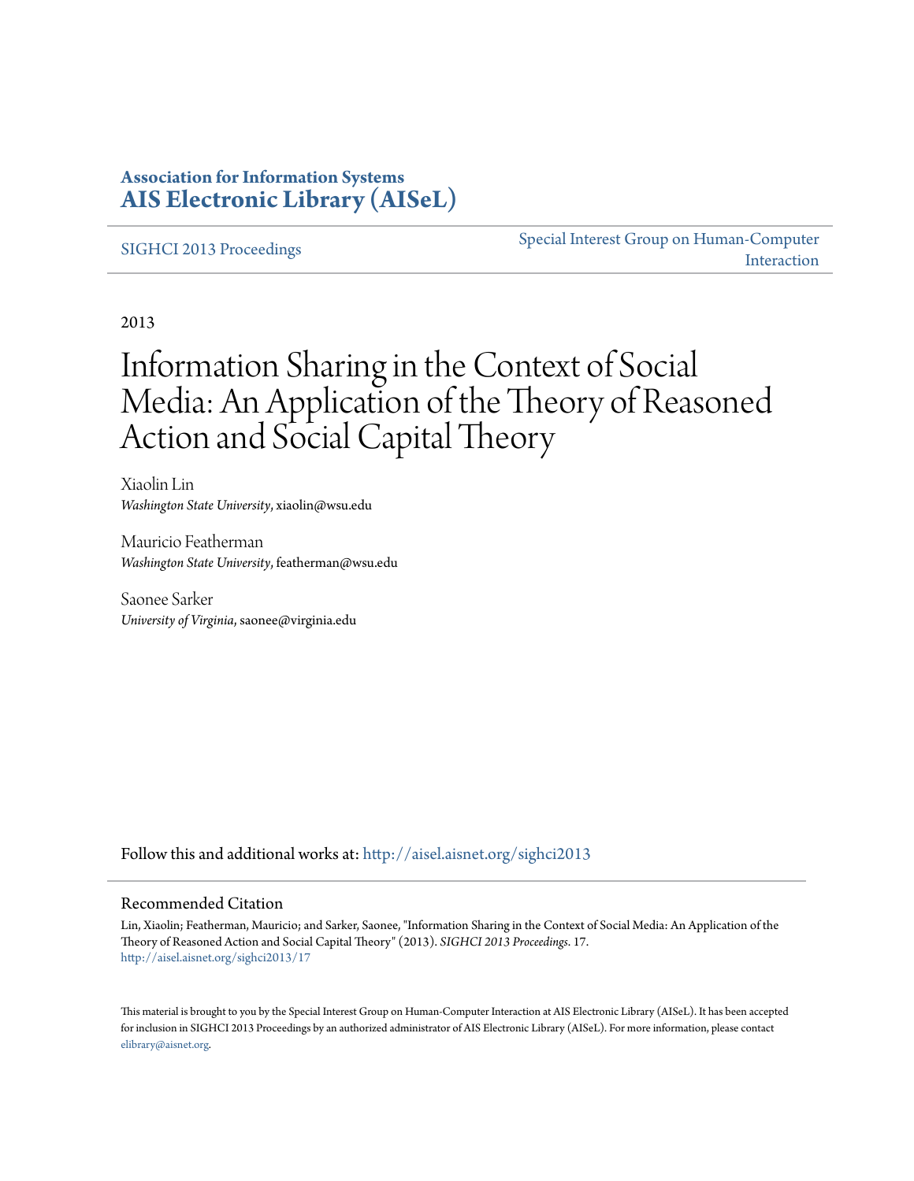**Association for Information Systems**
**AIS Electronic Library (AISeL)**

SIGHCI 2013 Proceedings

Special Interest Group on Human-Computer Interaction

2013

# Information Sharing in the Context of Social Media: An Application of the Theory of Reasoned Action and Social Capital Theory

Xiaolin Lin
*Washington State University*, xiaolin@wsu.edu

Mauricio Featherman
*Washington State University*, featherman@wsu.edu

Saonee Sarker
*University of Virginia*, saonee@virginia.edu

Follow this and additional works at: http://aisel.aisnet.org/sighci2013

## Recommended Citation

Lin, Xiaolin; Featherman, Mauricio; and Sarker, Saonee, "Information Sharing in the Context of Social Media: An Application of the Theory of Reasoned Action and Social Capital Theory" (2013). *SIGHCI 2013 Proceedings*. 17.
http://aisel.aisnet.org/sighci2013/17

This material is brought to you by the Special Interest Group on Human-Computer Interaction at AIS Electronic Library (AISeL). It has been accepted for inclusion in SIGHCI 2013 Proceedings by an authorized administrator of AIS Electronic Library (AISeL). For more information, please contact elibrary@aisnet.org.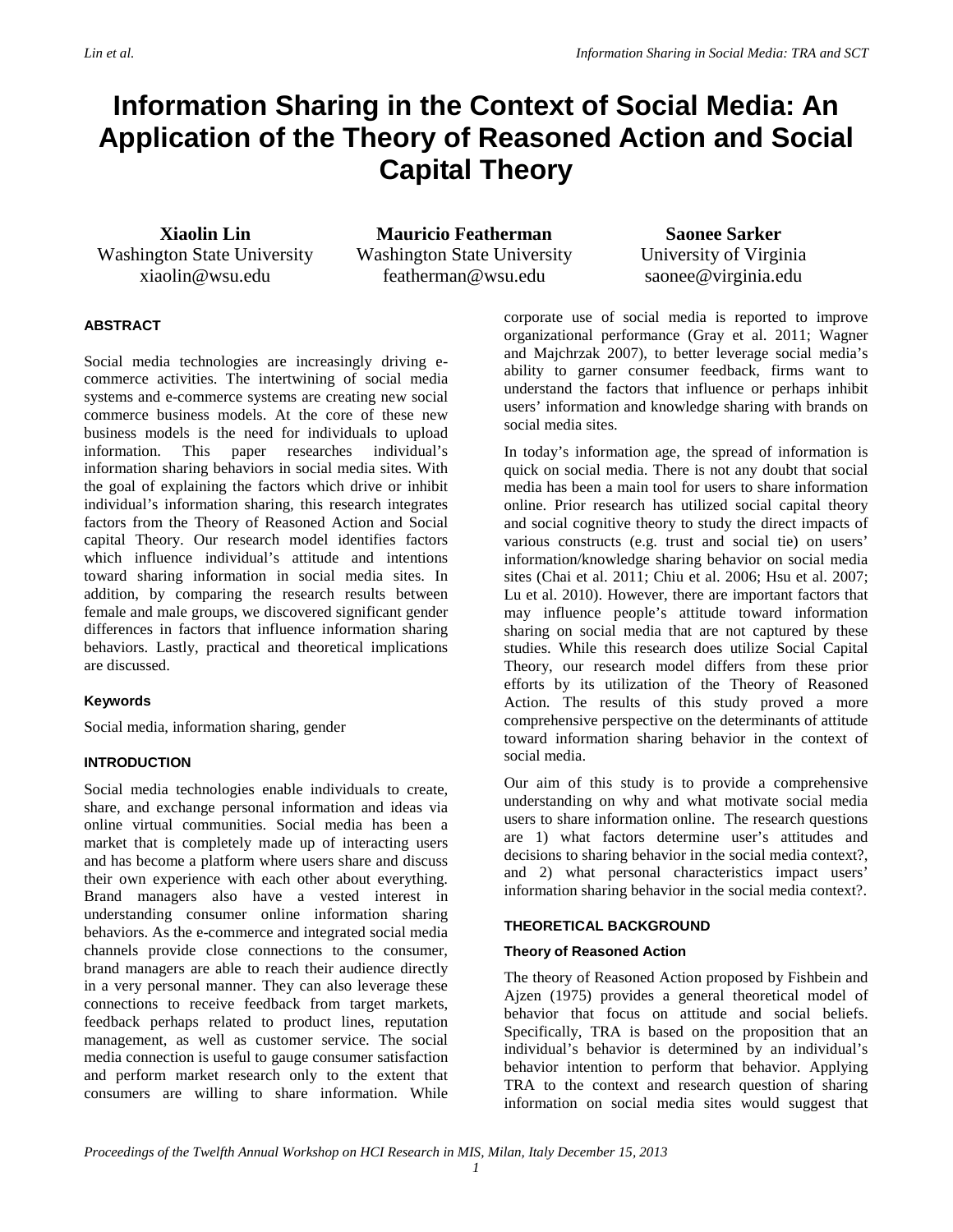# Information Sharing in the Context of Social Media: An Application of the Theory of Reasoned Action and Social Capital Theory

**Xiaolin Lin**
Washington State University
xiaolin@wsu.edu

**Mauricio Featherman**
Washington State University
featherman@wsu.edu

**Saonee Sarker**
University of Virginia
saonee@virginia.edu

### ABSTRACT

Social media technologies are increasingly driving e-commerce activities. The intertwining of social media systems and e-commerce systems are creating new social commerce business models. At the core of these new business models is the need for individuals to upload information. This paper researches individual's information sharing behaviors in social media sites. With the goal of explaining the factors which drive or inhibit individual's information sharing, this research integrates factors from the Theory of Reasoned Action and Social capital Theory. Our research model identifies factors which influence individual's attitude and intentions toward sharing information in social media sites. In addition, by comparing the research results between female and male groups, we discovered significant gender differences in factors that influence information sharing behaviors. Lastly, practical and theoretical implications are discussed.

#### Keywords

Social media, information sharing, gender

### INTRODUCTION

Social media technologies enable individuals to create, share, and exchange personal information and ideas via online virtual communities. Social media has been a market that is completely made up of interacting users and has become a platform where users share and discuss their own experience with each other about everything. Brand managers also have a vested interest in understanding consumer online information sharing behaviors. As the e-commerce and integrated social media channels provide close connections to the consumer, brand managers are able to reach their audience directly in a very personal manner. They can also leverage these connections to receive feedback from target markets, feedback perhaps related to product lines, reputation management, as well as customer service. The social media connection is useful to gauge consumer satisfaction and perform market research only to the extent that consumers are willing to share information. While corporate use of social media is reported to improve organizational performance (Gray et al. 2011; Wagner and Majchrzak 2007), to better leverage social media's ability to garner consumer feedback, firms want to understand the factors that influence or perhaps inhibit users' information and knowledge sharing with brands on social media sites.

In today's information age, the spread of information is quick on social media. There is not any doubt that social media has been a main tool for users to share information online. Prior research has utilized social capital theory and social cognitive theory to study the direct impacts of various constructs (e.g. trust and social tie) on users' information/knowledge sharing behavior on social media sites (Chai et al. 2011; Chiu et al. 2006; Hsu et al. 2007; Lu et al. 2010). However, there are important factors that may influence people's attitude toward information sharing on social media that are not captured by these studies. While this research does utilize Social Capital Theory, our research model differs from these prior efforts by its utilization of the Theory of Reasoned Action. The results of this study proved a more comprehensive perspective on the determinants of attitude toward information sharing behavior in the context of social media.

Our aim of this study is to provide a comprehensive understanding on why and what motivate social media users to share information online. The research questions are 1) what factors determine user's attitudes and decisions to sharing behavior in the social media context?, and 2) what personal characteristics impact users' information sharing behavior in the social media context?.

### THEORETICAL BACKGROUND

#### Theory of Reasoned Action

The theory of Reasoned Action proposed by Fishbein and Ajzen (1975) provides a general theoretical model of behavior that focus on attitude and social beliefs. Specifically, TRA is based on the proposition that an individual's behavior is determined by an individual's behavior intention to perform that behavior. Applying TRA to the context and research question of sharing information on social media sites would suggest that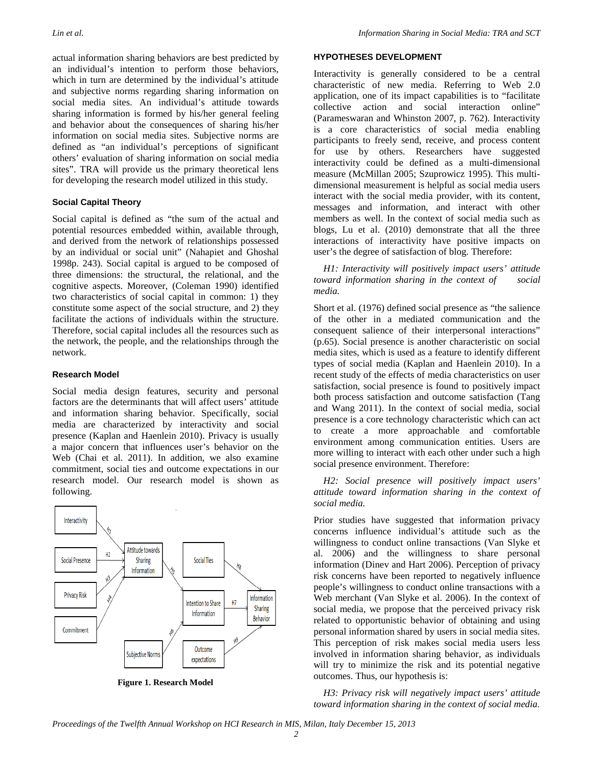actual information sharing behaviors are best predicted by an individual's intention to perform those behaviors, which in turn are determined by the individual's attitude and subjective norms regarding sharing information on social media sites. An individual's attitude towards sharing information is formed by his/her general feeling and behavior about the consequences of sharing his/her information on social media sites. Subjective norms are defined as "an individual's perceptions of significant others' evaluation of sharing information on social media sites". TRA will provide us the primary theoretical lens for developing the research model utilized in this study.

### Social Capital Theory

Social capital is defined as "the sum of the actual and potential resources embedded within, available through, and derived from the network of relationships possessed by an individual or social unit" (Nahapiet and Ghoshal 1998p. 243). Social capital is argued to be composed of three dimensions: the structural, the relational, and the cognitive aspects. Moreover, (Coleman 1990) identified two characteristics of social capital in common: 1) they constitute some aspect of the social structure, and 2) they facilitate the actions of individuals within the structure. Therefore, social capital includes all the resources such as the network, the people, and the relationships through the network.

### Research Model

Social media design features, security and personal factors are the determinants that will affect users' attitude and information sharing behavior. Specifically, social media are characterized by interactivity and social presence (Kaplan and Haenlein 2010). Privacy is usually a major concern that influences user's behavior on the Web (Chai et al. 2011). In addition, we also examine commitment, social ties and outcome expectations in our research model. Our research model is shown as following.

**Figure 1. Research Model**

## HYPOTHESES DEVELOPMENT

Interactivity is generally considered to be a central characteristic of new media. Referring to Web 2.0 application, one of its impact capabilities is to "facilitate collective action and social interaction online" (Parameswaran and Whinston 2007, p. 762). Interactivity is a core characteristics of social media enabling participants to freely send, receive, and process content for use by others. Researchers have suggested interactivity could be defined as a multi-dimensional measure (McMillan 2005; Szuprowicz 1995). This multi-dimensional measurement is helpful as social media users interact with the social media provider, with its content, messages and information, and interact with other members as well. In the context of social media such as blogs, Lu et al. (2010) demonstrate that all the three interactions of interactivity have positive impacts on user's the degree of satisfaction of blog. Therefore:

*H1: Interactivity will positively impact users' attitude toward information sharing in the context of social media.*

Short et al. (1976) defined social presence as "the salience of the other in a mediated communication and the consequent salience of their interpersonal interactions" (p.65). Social presence is another characteristic on social media sites, which is used as a feature to identify different types of social media (Kaplan and Haenlein 2010). In a recent study of the effects of media characteristics on user satisfaction, social presence is found to positively impact both process satisfaction and outcome satisfaction (Tang and Wang 2011). In the context of social media, social presence is a core technology characteristic which can act to create a more approachable and comfortable environment among communication entities. Users are more willing to interact with each other under such a high social presence environment. Therefore:

*H2: Social presence will positively impact users' attitude toward information sharing in the context of social media.*

Prior studies have suggested that information privacy concerns influence individual's attitude such as the willingness to conduct online transactions (Van Slyke et al. 2006) and the willingness to share personal information (Dinev and Hart 2006). Perception of privacy risk concerns have been reported to negatively influence people's willingness to conduct online transactions with a Web merchant (Van Slyke et al. 2006). In the context of social media, we propose that the perceived privacy risk related to opportunistic behavior of obtaining and using personal information shared by users in social media sites. This perception of risk makes social media users less involved in information sharing behavior, as individuals will try to minimize the risk and its potential negative outcomes. Thus, our hypothesis is:

*H3: Privacy risk will negatively impact users' attitude toward information sharing in the context of social media.*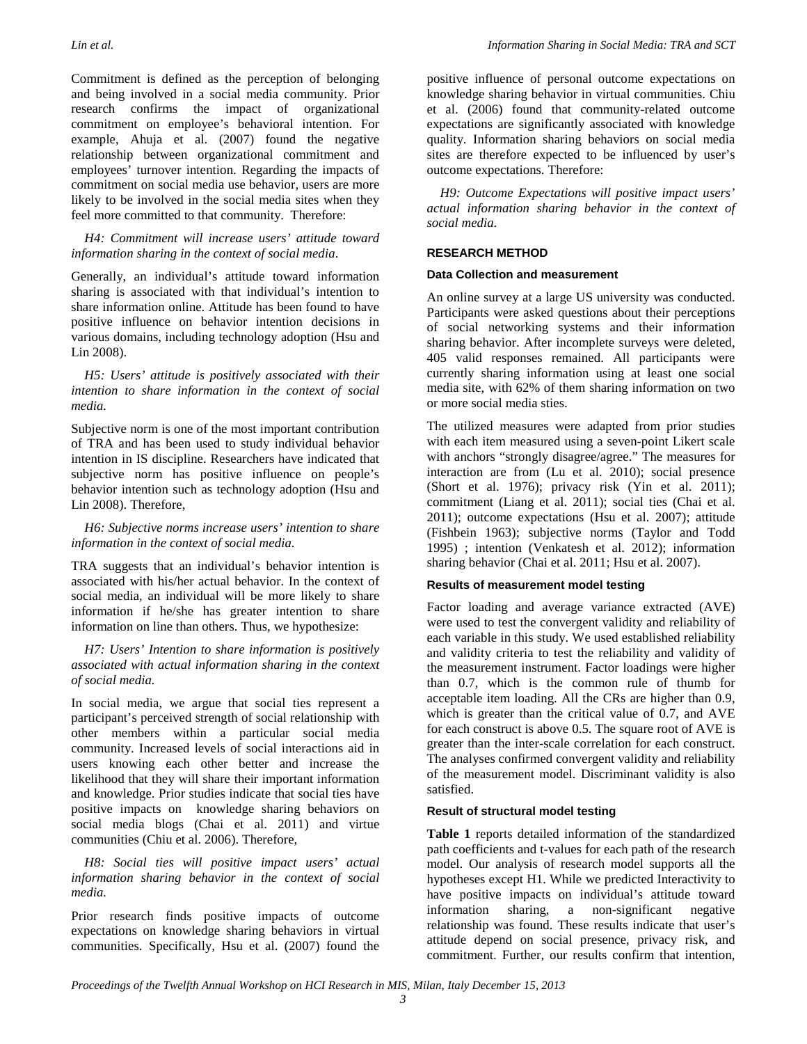Commitment is defined as the perception of belonging and being involved in a social media community. Prior research confirms the impact of organizational commitment on employee's behavioral intention. For example, Ahuja et al. (2007) found the negative relationship between organizational commitment and employees' turnover intention. Regarding the impacts of commitment on social media use behavior, users are more likely to be involved in the social media sites when they feel more committed to that community. Therefore:

*H4: Commitment will increase users' attitude toward information sharing in the context of social media.*

Generally, an individual's attitude toward information sharing is associated with that individual's intention to share information online. Attitude has been found to have positive influence on behavior intention decisions in various domains, including technology adoption (Hsu and Lin 2008).

*H5: Users' attitude is positively associated with their intention to share information in the context of social media.*

Subjective norm is one of the most important contribution of TRA and has been used to study individual behavior intention in IS discipline. Researchers have indicated that subjective norm has positive influence on people's behavior intention such as technology adoption (Hsu and Lin 2008). Therefore,

*H6: Subjective norms increase users' intention to share information in the context of social media.*

TRA suggests that an individual's behavior intention is associated with his/her actual behavior. In the context of social media, an individual will be more likely to share information if he/she has greater intention to share information on line than others. Thus, we hypothesize:

*H7: Users' Intention to share information is positively associated with actual information sharing in the context of social media.*

In social media, we argue that social ties represent a participant's perceived strength of social relationship with other members within a particular social media community. Increased levels of social interactions aid in users knowing each other better and increase the likelihood that they will share their important information and knowledge. Prior studies indicate that social ties have positive impacts on knowledge sharing behaviors on social media blogs (Chai et al. 2011) and virtue communities (Chiu et al. 2006). Therefore,

*H8: Social ties will positive impact users' actual information sharing behavior in the context of social media.*

Prior research finds positive impacts of outcome expectations on knowledge sharing behaviors in virtual communities. Specifically, Hsu et al. (2007) found the positive influence of personal outcome expectations on knowledge sharing behavior in virtual communities. Chiu et al. (2006) found that community-related outcome expectations are significantly associated with knowledge quality. Information sharing behaviors on social media sites are therefore expected to be influenced by user's outcome expectations. Therefore:

*H9: Outcome Expectations will positive impact users' actual information sharing behavior in the context of social media.*

## RESEARCH METHOD

### Data Collection and measurement

An online survey at a large US university was conducted. Participants were asked questions about their perceptions of social networking systems and their information sharing behavior. After incomplete surveys were deleted, 405 valid responses remained. All participants were currently sharing information using at least one social media site, with 62% of them sharing information on two or more social media sties.

The utilized measures were adapted from prior studies with each item measured using a seven-point Likert scale with anchors "strongly disagree/agree." The measures for interaction are from (Lu et al. 2010); social presence (Short et al. 1976); privacy risk (Yin et al. 2011); commitment (Liang et al. 2011); social ties (Chai et al. 2011); outcome expectations (Hsu et al. 2007); attitude (Fishbein 1963); subjective norms (Taylor and Todd 1995) ; intention (Venkatesh et al. 2012); information sharing behavior (Chai et al. 2011; Hsu et al. 2007).

### Results of measurement model testing

Factor loading and average variance extracted (AVE) were used to test the convergent validity and reliability of each variable in this study. We used established reliability and validity criteria to test the reliability and validity of the measurement instrument. Factor loadings were higher than 0.7, which is the common rule of thumb for acceptable item loading. All the CRs are higher than 0.9, which is greater than the critical value of 0.7, and AVE for each construct is above 0.5. The square root of AVE is greater than the inter-scale correlation for each construct. The analyses confirmed convergent validity and reliability of the measurement model. Discriminant validity is also satisfied.

### Result of structural model testing

**Table 1** reports detailed information of the standardized path coefficients and t-values for each path of the research model. Our analysis of research model supports all the hypotheses except H1. While we predicted Interactivity to have positive impacts on individual's attitude toward information sharing, a non-significant negative relationship was found. These results indicate that user's attitude depend on social presence, privacy risk, and commitment. Further, our results confirm that intention,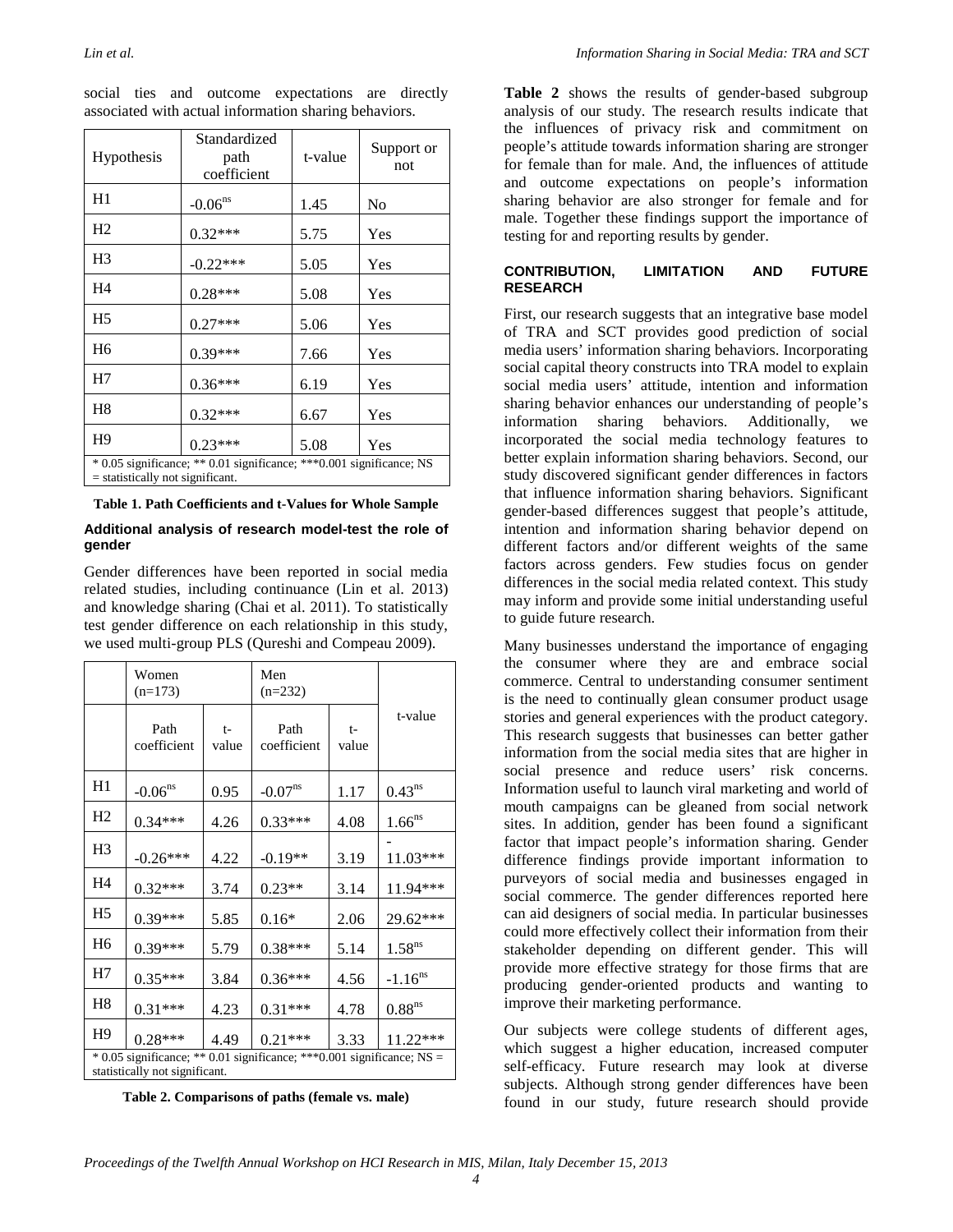social ties and outcome expectations are directly associated with actual information sharing behaviors.

| Hypothesis | Standardized path coefficient | t-value | Support or not |
|---|---|---|---|
| H1 | -0.06[ns] | 1.45 | No |
| H2 | 0.32*** | 5.75 | Yes |
| H3 | -0.22*** | 5.05 | Yes |
| H4 | 0.28*** | 5.08 | Yes |
| H5 | 0.27*** | 5.06 | Yes |
| H6 | 0.39*** | 7.66 | Yes |
| H7 | 0.36*** | 6.19 | Yes |
| H8 | 0.32*** | 6.67 | Yes |
| H9 | 0.23*** | 5.08 | Yes |
| * 0.05 significance; ** 0.01 significance; ***0.001 significance; NS = statistically not significant. | | | |

**Table 1. Path Coefficients and t-Values for Whole Sample**

#### Additional analysis of research model-test the role of gender

Gender differences have been reported in social media related studies, including continuance (Lin et al. 2013) and knowledge sharing (Chai et al. 2011). To statistically test gender difference on each relationship in this study, we used multi-group PLS (Qureshi and Compeau 2009).

| | Women (n=173) | | Men (n=232) | | t-value |
|---|---|---|---|---|---|
| | Path coefficient | t-value | Path coefficient | t-value | |
| H1 | -0.06[ns] | 0.95 | -0.07[ns] | 1.17 | 0.43[ns] |
| H2 | 0.34*** | 4.26 | 0.33*** | 4.08 | 1.66[ns] |
| H3 | -0.26*** | 4.22 | -0.19** | 3.19 | -11.03*** |
| H4 | 0.32*** | 3.74 | 0.23** | 3.14 | 11.94*** |
| H5 | 0.39*** | 5.85 | 0.16* | 2.06 | 29.62*** |
| H6 | 0.39*** | 5.79 | 0.38*** | 5.14 | 1.58[ns] |
| H7 | 0.35*** | 3.84 | 0.36*** | 4.56 | -1.16[ns] |
| H8 | 0.31*** | 4.23 | 0.31*** | 4.78 | 0.88[ns] |
| H9 | 0.28*** | 4.49 | 0.21*** | 3.33 | 11.22*** |
| * 0.05 significance; ** 0.01 significance; ***0.001 significance; NS = statistically not significant. | | | | | |

**Table 2. Comparisons of paths (female vs. male)**

**Table 2** shows the results of gender-based subgroup analysis of our study. The research results indicate that the influences of privacy risk and commitment on people's attitude towards information sharing are stronger for female than for male. And, the influences of attitude and outcome expectations on people's information sharing behavior are also stronger for female and for male. Together these findings support the importance of testing for and reporting results by gender.

### CONTRIBUTION, LIMITATION AND FUTURE RESEARCH

First, our research suggests that an integrative base model of TRA and SCT provides good prediction of social media users' information sharing behaviors. Incorporating social capital theory constructs into TRA model to explain social media users' attitude, intention and information sharing behavior enhances our understanding of people's information sharing behaviors. Additionally, we incorporated the social media technology features to better explain information sharing behaviors. Second, our study discovered significant gender differences in factors that influence information sharing behaviors. Significant gender-based differences suggest that people's attitude, intention and information sharing behavior depend on different factors and/or different weights of the same factors across genders. Few studies focus on gender differences in the social media related context. This study may inform and provide some initial understanding useful to guide future research.

Many businesses understand the importance of engaging the consumer where they are and embrace social commerce. Central to understanding consumer sentiment is the need to continually glean consumer product usage stories and general experiences with the product category. This research suggests that businesses can better gather information from the social media sites that are higher in social presence and reduce users' risk concerns. Information useful to launch viral marketing and world of mouth campaigns can be gleaned from social network sites. In addition, gender has been found a significant factor that impact people's information sharing. Gender difference findings provide important information to purveyors of social media and businesses engaged in social commerce. The gender differences reported here can aid designers of social media. In particular businesses could more effectively collect their information from their stakeholder depending on different gender. This will provide more effective strategy for those firms that are producing gender-oriented products and wanting to improve their marketing performance.

Our subjects were college students of different ages, which suggest a higher education, increased computer self-efficacy. Future research may look at diverse subjects. Although strong gender differences have been found in our study, future research should provide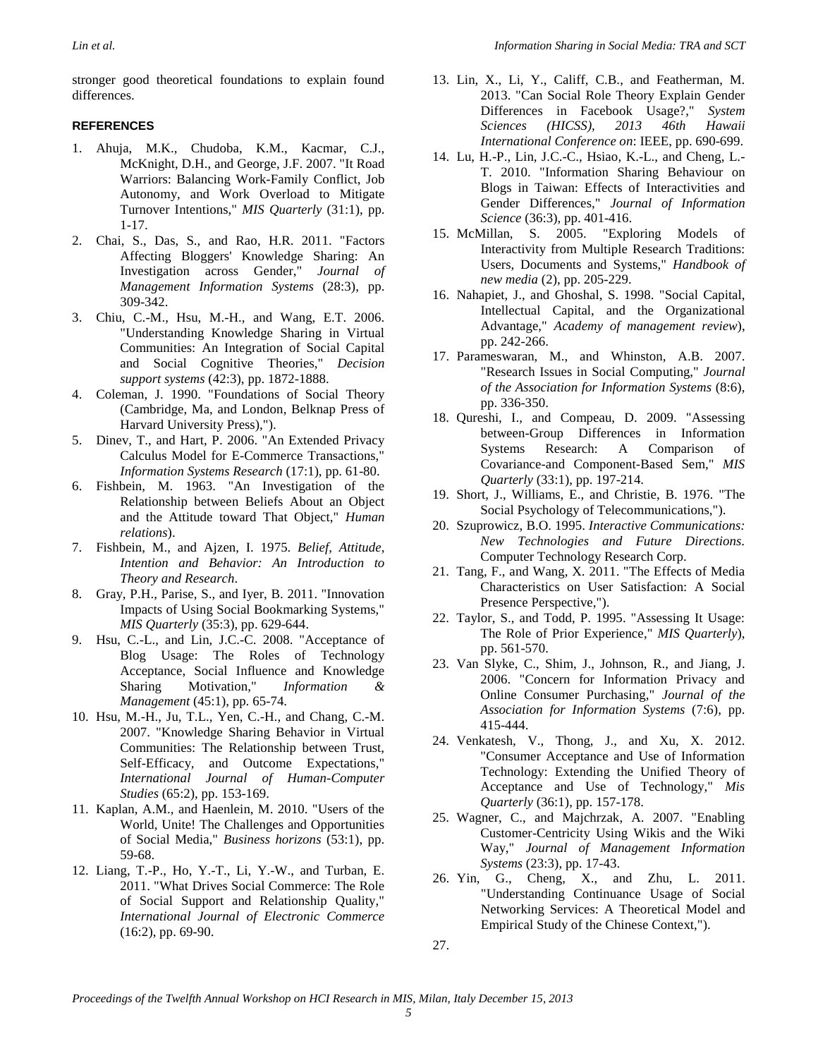stronger good theoretical foundations to explain found differences.

### REFERENCES

1. Ahuja, M.K., Chudoba, K.M., Kacmar, C.J., McKnight, D.H., and George, J.F. 2007. "It Road Warriors: Balancing Work-Family Conflict, Job Autonomy, and Work Overload to Mitigate Turnover Intentions," *MIS Quarterly* (31:1), pp. 1-17.
2. Chai, S., Das, S., and Rao, H.R. 2011. "Factors Affecting Bloggers' Knowledge Sharing: An Investigation across Gender," *Journal of Management Information Systems* (28:3), pp. 309-342.
3. Chiu, C.-M., Hsu, M.-H., and Wang, E.T. 2006. "Understanding Knowledge Sharing in Virtual Communities: An Integration of Social Capital and Social Cognitive Theories," *Decision support systems* (42:3), pp. 1872-1888.
4. Coleman, J. 1990. "Foundations of Social Theory (Cambridge, Ma, and London, Belknap Press of Harvard University Press),").
5. Dinev, T., and Hart, P. 2006. "An Extended Privacy Calculus Model for E-Commerce Transactions," *Information Systems Research* (17:1), pp. 61-80.
6. Fishbein, M. 1963. "An Investigation of the Relationship between Beliefs About an Object and the Attitude toward That Object," *Human relations*).
7. Fishbein, M., and Ajzen, I. 1975. *Belief, Attitude, Intention and Behavior: An Introduction to Theory and Research*.
8. Gray, P.H., Parise, S., and Iyer, B. 2011. "Innovation Impacts of Using Social Bookmarking Systems," *MIS Quarterly* (35:3), pp. 629-644.
9. Hsu, C.-L., and Lin, J.C.-C. 2008. "Acceptance of Blog Usage: The Roles of Technology Acceptance, Social Influence and Knowledge Sharing Motivation," *Information & Management* (45:1), pp. 65-74.
10. Hsu, M.-H., Ju, T.L., Yen, C.-H., and Chang, C.-M. 2007. "Knowledge Sharing Behavior in Virtual Communities: The Relationship between Trust, Self-Efficacy, and Outcome Expectations," *International Journal of Human-Computer Studies* (65:2), pp. 153-169.
11. Kaplan, A.M., and Haenlein, M. 2010. "Users of the World, Unite! The Challenges and Opportunities of Social Media," *Business horizons* (53:1), pp. 59-68.
12. Liang, T.-P., Ho, Y.-T., Li, Y.-W., and Turban, E. 2011. "What Drives Social Commerce: The Role of Social Support and Relationship Quality," *International Journal of Electronic Commerce* (16:2), pp. 69-90.
13. Lin, X., Li, Y., Califf, C.B., and Featherman, M. 2013. "Can Social Role Theory Explain Gender Differences in Facebook Usage?," *System Sciences (HICSS), 2013 46th Hawaii International Conference on*: IEEE, pp. 690-699.
14. Lu, H.-P., Lin, J.C.-C., Hsiao, K.-L., and Cheng, L.-T. 2010. "Information Sharing Behaviour on Blogs in Taiwan: Effects of Interactivities and Gender Differences," *Journal of Information Science* (36:3), pp. 401-416.
15. McMillan, S. 2005. "Exploring Models of Interactivity from Multiple Research Traditions: Users, Documents and Systems," *Handbook of new media* (2), pp. 205-229.
16. Nahapiet, J., and Ghoshal, S. 1998. "Social Capital, Intellectual Capital, and the Organizational Advantage," *Academy of management review*), pp. 242-266.
17. Parameswaran, M., and Whinston, A.B. 2007. "Research Issues in Social Computing," *Journal of the Association for Information Systems* (8:6), pp. 336-350.
18. Qureshi, I., and Compeau, D. 2009. "Assessing between-Group Differences in Information Systems Research: A Comparison of Covariance-and Component-Based Sem," *MIS Quarterly* (33:1), pp. 197-214.
19. Short, J., Williams, E., and Christie, B. 1976. "The Social Psychology of Telecommunications,").
20. Szuprowicz, B.O. 1995. *Interactive Communications: New Technologies and Future Directions*. Computer Technology Research Corp.
21. Tang, F., and Wang, X. 2011. "The Effects of Media Characteristics on User Satisfaction: A Social Presence Perspective,").
22. Taylor, S., and Todd, P. 1995. "Assessing It Usage: The Role of Prior Experience," *MIS Quarterly*), pp. 561-570.
23. Van Slyke, C., Shim, J., Johnson, R., and Jiang, J. 2006. "Concern for Information Privacy and Online Consumer Purchasing," *Journal of the Association for Information Systems* (7:6), pp. 415-444.
24. Venkatesh, V., Thong, J., and Xu, X. 2012. "Consumer Acceptance and Use of Information Technology: Extending the Unified Theory of Acceptance and Use of Technology," *Mis Quarterly* (36:1), pp. 157-178.
25. Wagner, C., and Majchrzak, A. 2007. "Enabling Customer-Centricity Using Wikis and the Wiki Way," *Journal of Management Information Systems* (23:3), pp. 17-43.
26. Yin, G., Cheng, X., and Zhu, L. 2011. "Understanding Continuance Usage of Social Networking Services: A Theoretical Model and Empirical Study of the Chinese Context,").
27.